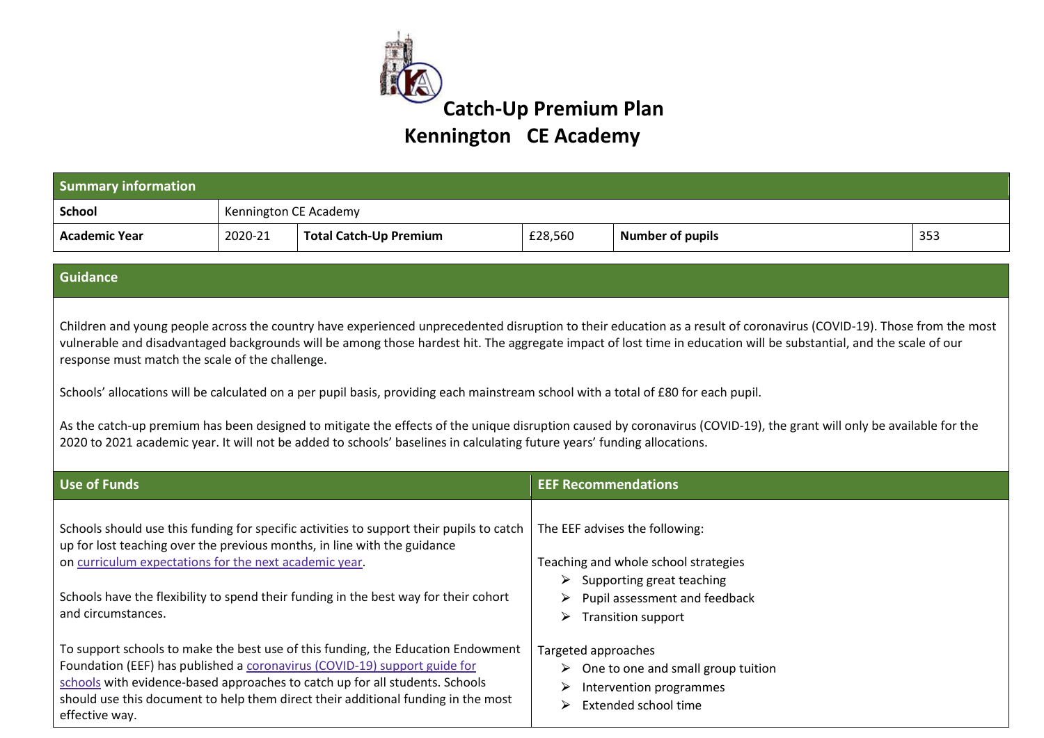# Catch-Up Premium Plan

# Kennington CE Academy

| Summary information | | | | | |
|---|---|---|---|---|---|
| **School** | Kennington CE Academy | | | | |
| **Academic Year** | 2020-21 | **Total Catch-Up Premium** | £28,560 | **Number of pupils** | 353 |

## Guidance

Children and young people across the country have experienced unprecedented disruption to their education as a result of coronavirus (COVID-19). Those from the most vulnerable and disadvantaged backgrounds will be among those hardest hit. The aggregate impact of lost time in education will be substantial, and the scale of our response must match the scale of the challenge.

Schools' allocations will be calculated on a per pupil basis, providing each mainstream school with a total of £80 for each pupil.

As the catch-up premium has been designed to mitigate the effects of the unique disruption caused by coronavirus (COVID-19), the grant will only be available for the 2020 to 2021 academic year. It will not be added to schools' baselines in calculating future years' funding allocations.

## Use of Funds

Schools should use this funding for specific activities to support their pupils to catch up for lost teaching over the previous months, in line with the guidance on [curriculum expectations for the next academic year](#).

Schools have the flexibility to spend their funding in the best way for their cohort and circumstances.

To support schools to make the best use of this funding, the Education Endowment Foundation (EEF) has published a [coronavirus (COVID-19) support guide for schools](#) with evidence-based approaches to catch up for all students. Schools should use this document to help them direct their additional funding in the most effective way.

## EEF Recommendations

The EEF advises the following:

Teaching and whole school strategies

- Supporting great teaching
- Pupil assessment and feedback
- Transition support

Targeted approaches

- One to one and small group tuition
- Intervention programmes
- Extended school time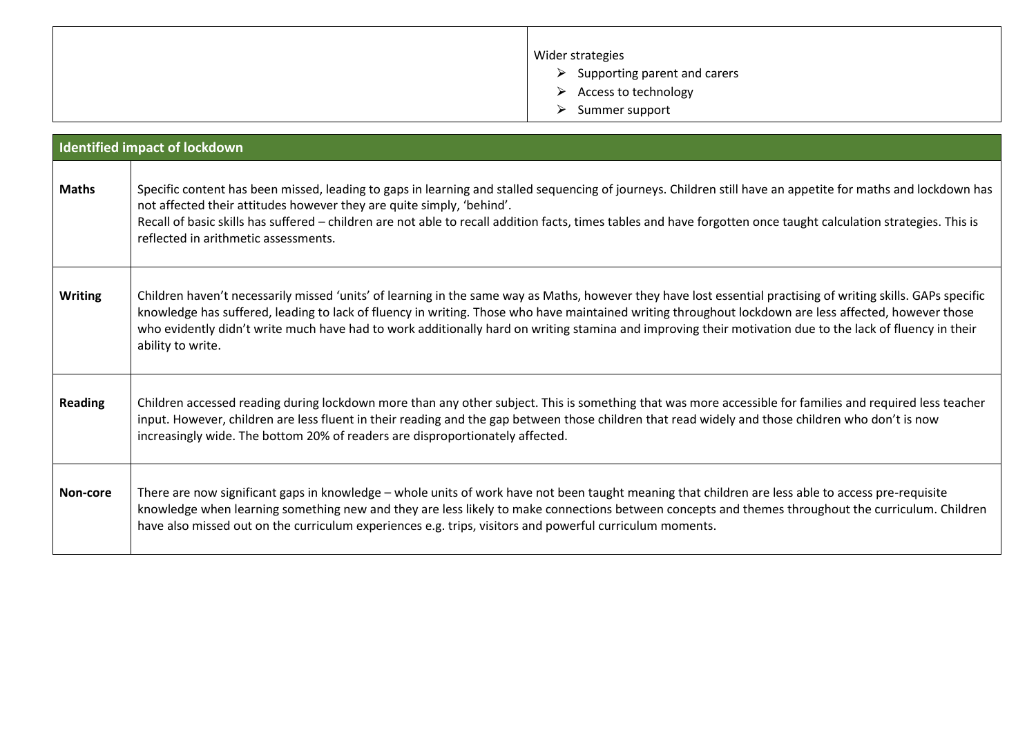| | Wider strategies<br>- Supporting parent and carers<br>- Access to technology<br>- Summer support |
|---|---|

| **Identified impact of lockdown** | |
|---|---|
| **Maths** | Specific content has been missed, leading to gaps in learning and stalled sequencing of journeys. Children still have an appetite for maths and lockdown has not affected their attitudes however they are quite simply, 'behind'.<br>Recall of basic skills has suffered – children are not able to recall addition facts, times tables and have forgotten once taught calculation strategies. This is reflected in arithmetic assessments. |
| **Writing** | Children haven't necessarily missed 'units' of learning in the same way as Maths, however they have lost essential practising of writing skills. GAPs specific knowledge has suffered, leading to lack of fluency in writing. Those who have maintained writing throughout lockdown are less affected, however those who evidently didn't write much have had to work additionally hard on writing stamina and improving their motivation due to the lack of fluency in their ability to write. |
| **Reading** | Children accessed reading during lockdown more than any other subject. This is something that was more accessible for families and required less teacher input. However, children are less fluent in their reading and the gap between those children that read widely and those children who don't is now increasingly wide. The bottom 20% of readers are disproportionately affected. |
| **Non-core** | There are now significant gaps in knowledge – whole units of work have not been taught meaning that children are less able to access pre-requisite knowledge when learning something new and they are less likely to make connections between concepts and themes throughout the curriculum. Children have also missed out on the curriculum experiences e.g. trips, visitors and powerful curriculum moments. |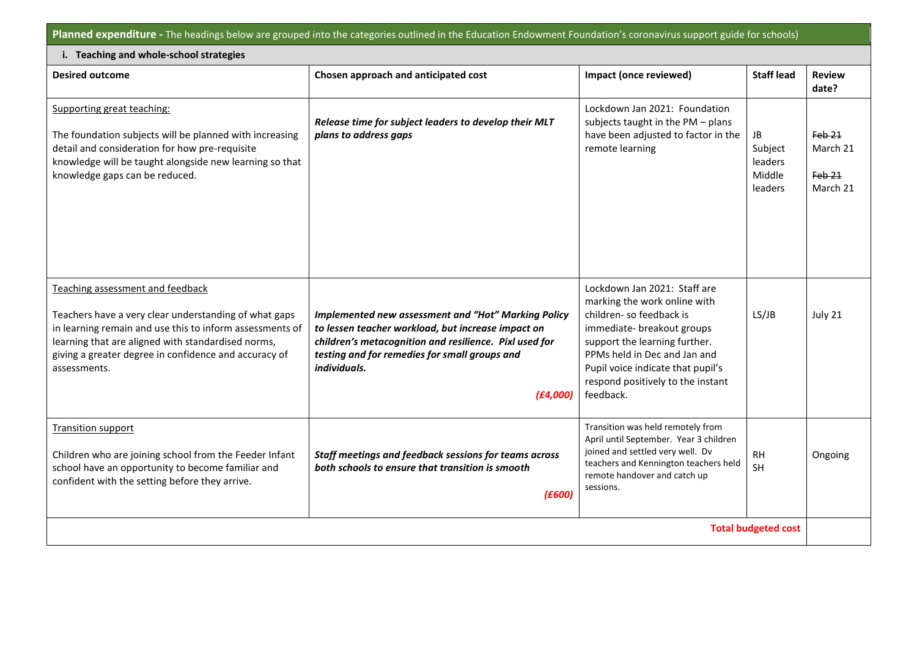**Planned expenditure -** The headings below are grouped into the categories outlined in the Education Endowment Foundation's coronavirus support guide for schools)

**i. Teaching and whole-school strategies**

| **Desired outcome** | **Chosen approach and anticipated cost** | **Impact (once reviewed)** | **Staff lead** | **Review date?** |
|---|---|---|---|---|
| Supporting great teaching:<br><br>The foundation subjects will be planned with increasing detail and consideration for how pre-requisite knowledge will be taught alongside new learning so that knowledge gaps can be reduced. | ***Release time for subject leaders to develop their MLT plans to address gaps*** | Lockdown Jan 2021: Foundation subjects taught in the PM – plans have been adjusted to factor in the remote learning | JB<br>Subject leaders<br>Middle leaders | ~~Feb 21~~<br>March 21<br>~~Feb 21~~<br>March 21 |
| Teaching assessment and feedback<br><br>Teachers have a very clear understanding of what gaps in learning remain and use this to inform assessments of learning that are aligned with standardised norms, giving a greater degree in confidence and accuracy of assessments. | ***Implemented new assessment and "Hot" Marking Policy to lessen teacher workload, but increase impact on children's metacognition and resilience. Pixl used for testing and for remedies for small groups and individuals.***<br><br>***(£4,000)*** | Lockdown Jan 2021: Staff are marking the work online with children- so feedback is immediate- breakout groups support the learning further. PPMs held in Dec and Jan and Pupil voice indicate that pupil's respond positively to the instant feedback. | LS/JB | July 21 |
| Transition support<br><br>Children who are joining school from the Feeder Infant school have an opportunity to become familiar and confident with the setting before they arrive. | ***Staff meetings and feedback sessions for teams across both schools to ensure that transition is smooth***<br><br>***(£600)*** | Transition was held remotely from April until September. Year 3 children joined and settled very well. Dv teachers and Kennington teachers held remote handover and catch up sessions. | RH<br>SH | Ongoing |
| | | | **Total budgeted cost** | |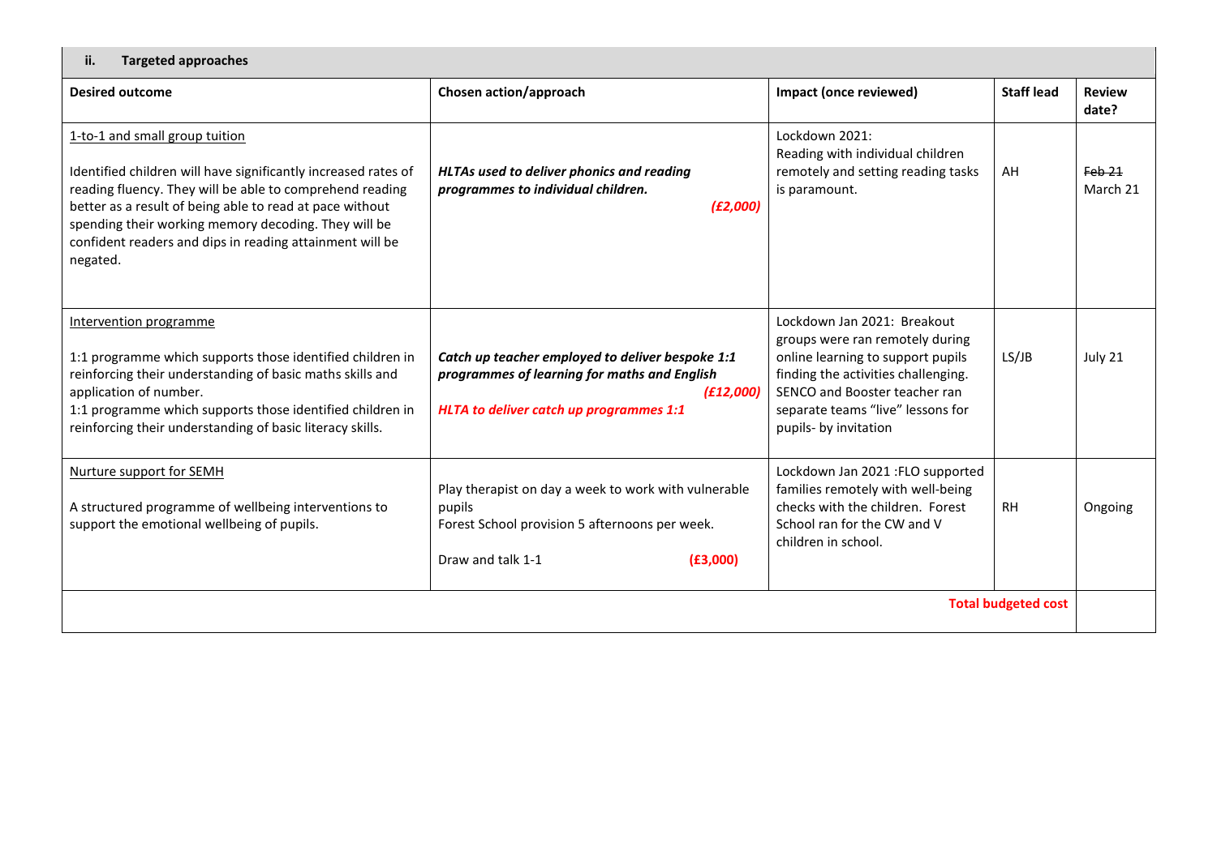| ii. Targeted approaches | | | | |
|---|---|---|---|---|
| **Desired outcome** | **Chosen action/approach** | **Impact (once reviewed)** | **Staff lead** | **Review date?** |
| 1-to-1 and small group tuition<br><br>Identified children will have significantly increased rates of reading fluency. They will be able to comprehend reading better as a result of being able to read at pace without spending their working memory decoding. They will be confident readers and dips in reading attainment will be negated. | ***HLTAs used to deliver phonics and reading programmes to individual children.*** ***(£2,000)*** | Lockdown 2021: Reading with individual children remotely and setting reading tasks is paramount. | AH | ~~Feb 21~~ March 21 |
| Intervention programme<br><br>1:1 programme which supports those identified children in reinforcing their understanding of basic maths skills and application of number.<br>1:1 programme which supports those identified children in reinforcing their understanding of basic literacy skills. | ***Catch up teacher employed to deliver bespoke 1:1 programmes of learning for maths and English*** ***(£12,000)***<br>***HLTA to deliver catch up programmes 1:1*** | Lockdown Jan 2021: Breakout groups were ran remotely during online learning to support pupils finding the activities challenging. SENCO and Booster teacher ran separate teams "live" lessons for pupils- by invitation | LS/JB | July 21 |
| Nurture support for SEMH<br><br>A structured programme of wellbeing interventions to support the emotional wellbeing of pupils. | Play therapist on day a week to work with vulnerable pupils<br>Forest School provision 5 afternoons per week.<br><br>Draw and talk 1-1 **(£3,000)** | Lockdown Jan 2021 :FLO supported families remotely with well-being checks with the children. Forest School ran for the CW and V children in school. | RH | Ongoing |
| | | | **Total budgeted cost** | |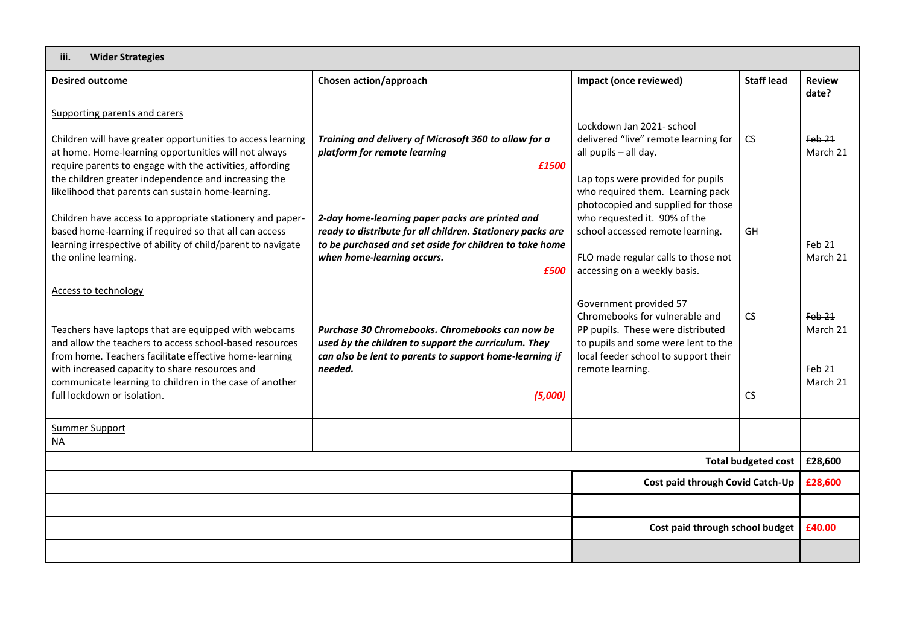| iii. Wider Strategies | | | | |
|---|---|---|---|---|
| **Desired outcome** | **Chosen action/approach** | **Impact (once reviewed)** | **Staff lead** | **Review date?** |
| Supporting parents and carers<br><br>Children will have greater opportunities to access learning at home. Home-learning opportunities will not always require parents to engage with the activities, affording the children greater independence and increasing the likelihood that parents can sustain home-learning.<br><br>Children have access to appropriate stationery and paper-based home-learning if required so that all can access learning irrespective of ability of child/parent to navigate the online learning. | ***Training and delivery of Microsoft 360 to allow for a platform for remote learning***<br>***£1500***<br><br>***2-day home-learning paper packs are printed and ready to distribute for all children. Stationery packs are to be purchased and set aside for children to take home when home-learning occurs.***<br>***£500*** | Lockdown Jan 2021- school delivered "live" remote learning for all pupils – all day.<br><br>Lap tops were provided for pupils who required them. Learning pack photocopied and supplied for those who requested it. 90% of the school accessed remote learning.<br><br>FLO made regular calls to those not accessing on a weekly basis. | CS<br><br>GH | ~~Feb 21~~ March 21<br><br>~~Feb 21~~ March 21 |
| Access to technology<br><br>Teachers have laptops that are equipped with webcams and allow the teachers to access school-based resources from home. Teachers facilitate effective home-learning with increased capacity to share resources and communicate learning to children in the case of another full lockdown or isolation. | ***Purchase 30 Chromebooks. Chromebooks can now be used by the children to support the curriculum. They can also be lent to parents to support home-learning if needed.***<br><br>***(5,000)*** | Government provided 57 Chromebooks for vulnerable and PP pupils. These were distributed to pupils and some were lent to the local feeder school to support their remote learning. | CS<br><br>CS | ~~Feb 21~~ March 21<br><br>~~Feb 21~~ March 21 |
| Summer Support<br>NA | | | | |
| | | | **Total budgeted cost** | **£28,600** |
| | | | **Cost paid through Covid Catch-Up** | **£28,600** |
| | | | | |
| | | | **Cost paid through school budget** | **£40.00** |
| | | | | |